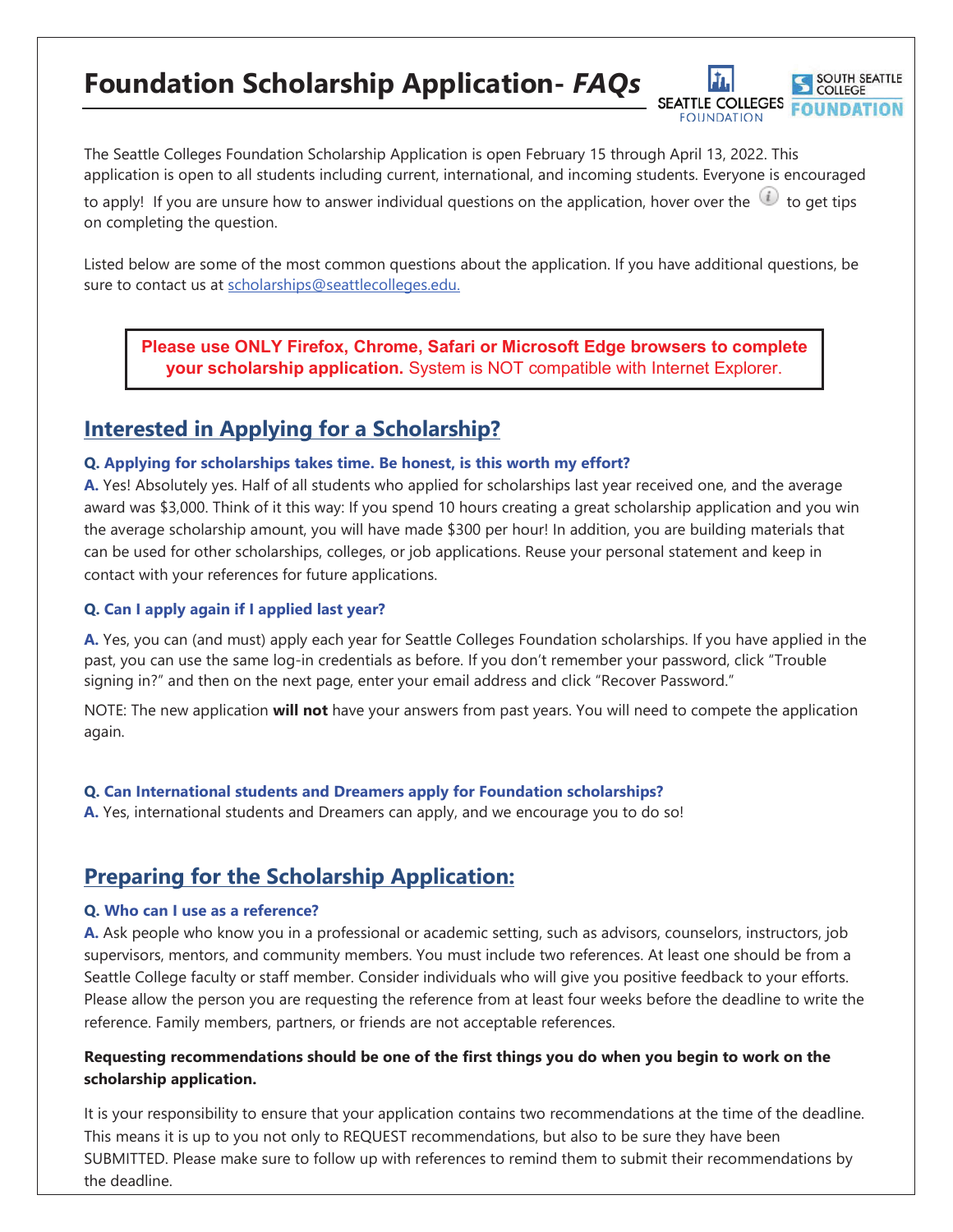# Foundation Scholarship Application- *FAQs*

The Seattle Colleges Foundation Scholarship Application is open February 15 through April 13, 2022. This application is open to all students including current, international, and incoming students. Everyone is encouraged to apply! If you are unsure how to answer individual questions on the application, hover over the ⓘ to get tips on completing the question.

Listed below are some of the most common questions about the application. If you have additional questions, be sure to contact us at [scholarships@seattlecolleges.edu.](mailto:scholarships@seattlecolleges.edu)

> **Please use ONLY Firefox, Chrome, Safari or Microsoft Edge browsers to complete your scholarship application.** System is NOT compatible with Internet Explorer.

## Interested in Applying for a Scholarship?

**Q. Applying for scholarships takes time. Be honest, is this worth my effort?**

**A.** Yes! Absolutely yes. Half of all students who applied for scholarships last year received one, and the average award was $3,000. Think of it this way: If you spend 10 hours creating a great scholarship application and you win the average scholarship amount, you will have made $300 per hour! In addition, you are building materials that can be used for other scholarships, colleges, or job applications. Reuse your personal statement and keep in contact with your references for future applications.

**Q. Can I apply again if I applied last year?**

**A.** Yes, you can (and must) apply each year for Seattle Colleges Foundation scholarships. If you have applied in the past, you can use the same log-in credentials as before. If you don't remember your password, click "Trouble signing in?" and then on the next page, enter your email address and click "Recover Password."

NOTE: The new application **will not** have your answers from past years. You will need to compete the application again.

**Q. Can International students and Dreamers apply for Foundation scholarships?**

**A.** Yes, international students and Dreamers can apply, and we encourage you to do so!

## Preparing for the Scholarship Application:

**Q. Who can I use as a reference?**

**A.** Ask people who know you in a professional or academic setting, such as advisors, counselors, instructors, job supervisors, mentors, and community members. You must include two references. At least one should be from a Seattle College faculty or staff member. Consider individuals who will give you positive feedback to your efforts. Please allow the person you are requesting the reference from at least four weeks before the deadline to write the reference. Family members, partners, or friends are not acceptable references.

**Requesting recommendations should be one of the first things you do when you begin to work on the scholarship application.**

It is your responsibility to ensure that your application contains two recommendations at the time of the deadline. This means it is up to you not only to REQUEST recommendations, but also to be sure they have been SUBMITTED. Please make sure to follow up with references to remind them to submit their recommendations by the deadline.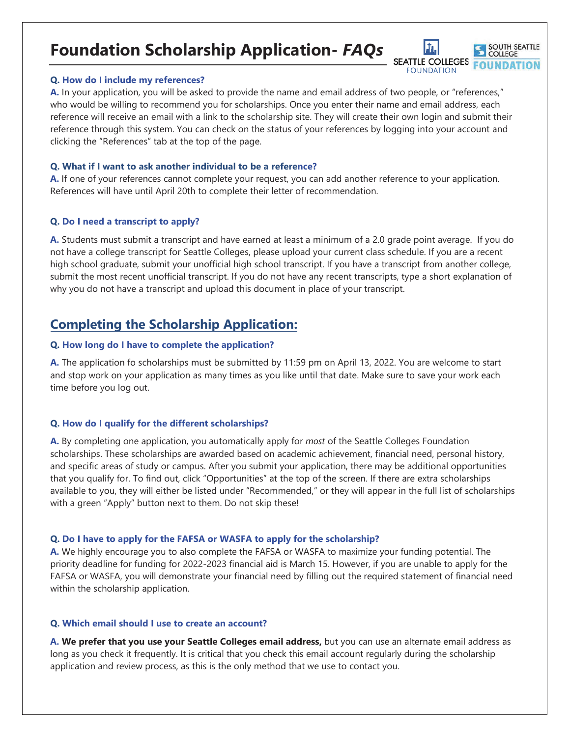# Foundation Scholarship Application- *FAQs*

**Q. How do I include my references?**

**A.** In your application, you will be asked to provide the name and email address of two people, or "references," who would be willing to recommend you for scholarships. Once you enter their name and email address, each reference will receive an email with a link to the scholarship site. They will create their own login and submit their reference through this system. You can check on the status of your references by logging into your account and clicking the "References" tab at the top of the page.

**Q. What if I want to ask another individual to be a reference?**

**A.** If one of your references cannot complete your request, you can add another reference to your application. References will have until April 20th to complete their letter of recommendation.

**Q. Do I need a transcript to apply?**

**A.** Students must submit a transcript and have earned at least a minimum of a 2.0 grade point average. If you do not have a college transcript for Seattle Colleges, please upload your current class schedule. If you are a recent high school graduate, submit your unofficial high school transcript. If you have a transcript from another college, submit the most recent unofficial transcript. If you do not have any recent transcripts, type a short explanation of why you do not have a transcript and upload this document in place of your transcript.

## Completing the Scholarship Application:

**Q. How long do I have to complete the application?**

**A.** The application fo scholarships must be submitted by 11:59 pm on April 13, 2022. You are welcome to start and stop work on your application as many times as you like until that date. Make sure to save your work each time before you log out.

**Q. How do I qualify for the different scholarships?**

**A.** By completing one application, you automatically apply for *most* of the Seattle Colleges Foundation scholarships. These scholarships are awarded based on academic achievement, financial need, personal history, and specific areas of study or campus. After you submit your application, there may be additional opportunities that you qualify for. To find out, click "Opportunities" at the top of the screen. If there are extra scholarships available to you, they will either be listed under "Recommended," or they will appear in the full list of scholarships with a green "Apply" button next to them. Do not skip these!

**Q. Do I have to apply for the FAFSA or WASFA to apply for the scholarship?**

**A.** We highly encourage you to also complete the FAFSA or WASFA to maximize your funding potential. The priority deadline for funding for 2022-2023 financial aid is March 15. However, if you are unable to apply for the FAFSA or WASFA, you will demonstrate your financial need by filling out the required statement of financial need within the scholarship application.

**Q. Which email should I use to create an account?**

**A. We prefer that you use your Seattle Colleges email address,** but you can use an alternate email address as long as you check it frequently. It is critical that you check this email account regularly during the scholarship application and review process, as this is the only method that we use to contact you.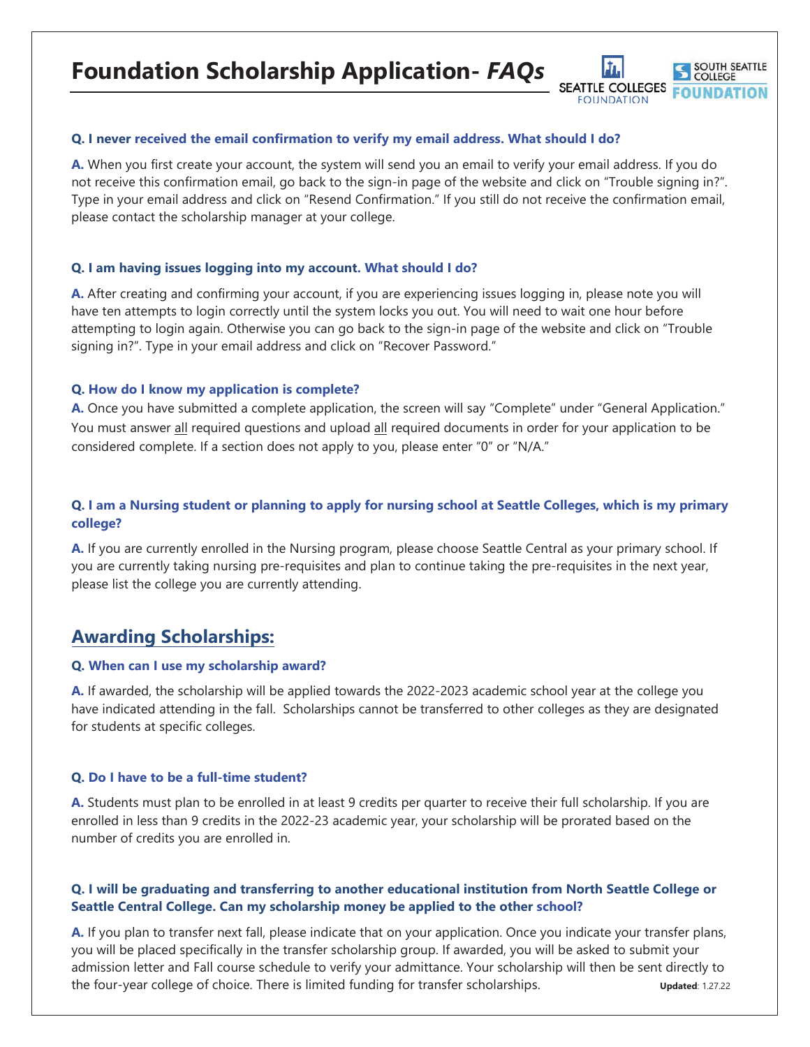# Foundation Scholarship Application- *FAQs*

**Q. I never received the email confirmation to verify my email address. What should I do?**

**A.** When you first create your account, the system will send you an email to verify your email address. If you do not receive this confirmation email, go back to the sign-in page of the website and click on "Trouble signing in?". Type in your email address and click on "Resend Confirmation." If you still do not receive the confirmation email, please contact the scholarship manager at your college.

**Q. I am having issues logging into my account. What should I do?**

**A.** After creating and confirming your account, if you are experiencing issues logging in, please note you will have ten attempts to login correctly until the system locks you out. You will need to wait one hour before attempting to login again. Otherwise you can go back to the sign-in page of the website and click on "Trouble signing in?". Type in your email address and click on "Recover Password."

**Q. How do I know my application is complete?**

**A.** Once you have submitted a complete application, the screen will say "Complete" under "General Application." You must answer all required questions and upload all required documents in order for your application to be considered complete. If a section does not apply to you, please enter "0" or "N/A."

**Q. I am a Nursing student or planning to apply for nursing school at Seattle Colleges, which is my primary college?**

**A.** If you are currently enrolled in the Nursing program, please choose Seattle Central as your primary school. If you are currently taking nursing pre-requisites and plan to continue taking the pre-requisites in the next year, please list the college you are currently attending.

## Awarding Scholarships:

**Q. When can I use my scholarship award?**

**A.** If awarded, the scholarship will be applied towards the 2022-2023 academic school year at the college you have indicated attending in the fall. Scholarships cannot be transferred to other colleges as they are designated for students at specific colleges.

**Q. Do I have to be a full-time student?**

**A.** Students must plan to be enrolled in at least 9 credits per quarter to receive their full scholarship. If you are enrolled in less than 9 credits in the 2022-23 academic year, your scholarship will be prorated based on the number of credits you are enrolled in.

**Q. I will be graduating and transferring to another educational institution from North Seattle College or Seattle Central College. Can my scholarship money be applied to the other school?**

**A.** If you plan to transfer next fall, please indicate that on your application. Once you indicate your transfer plans, you will be placed specifically in the transfer scholarship group. If awarded, you will be asked to submit your admission letter and Fall course schedule to verify your admittance. Your scholarship will then be sent directly to the four-year college of choice. There is limited funding for transfer scholarships.

**Updated**: 1.27.22